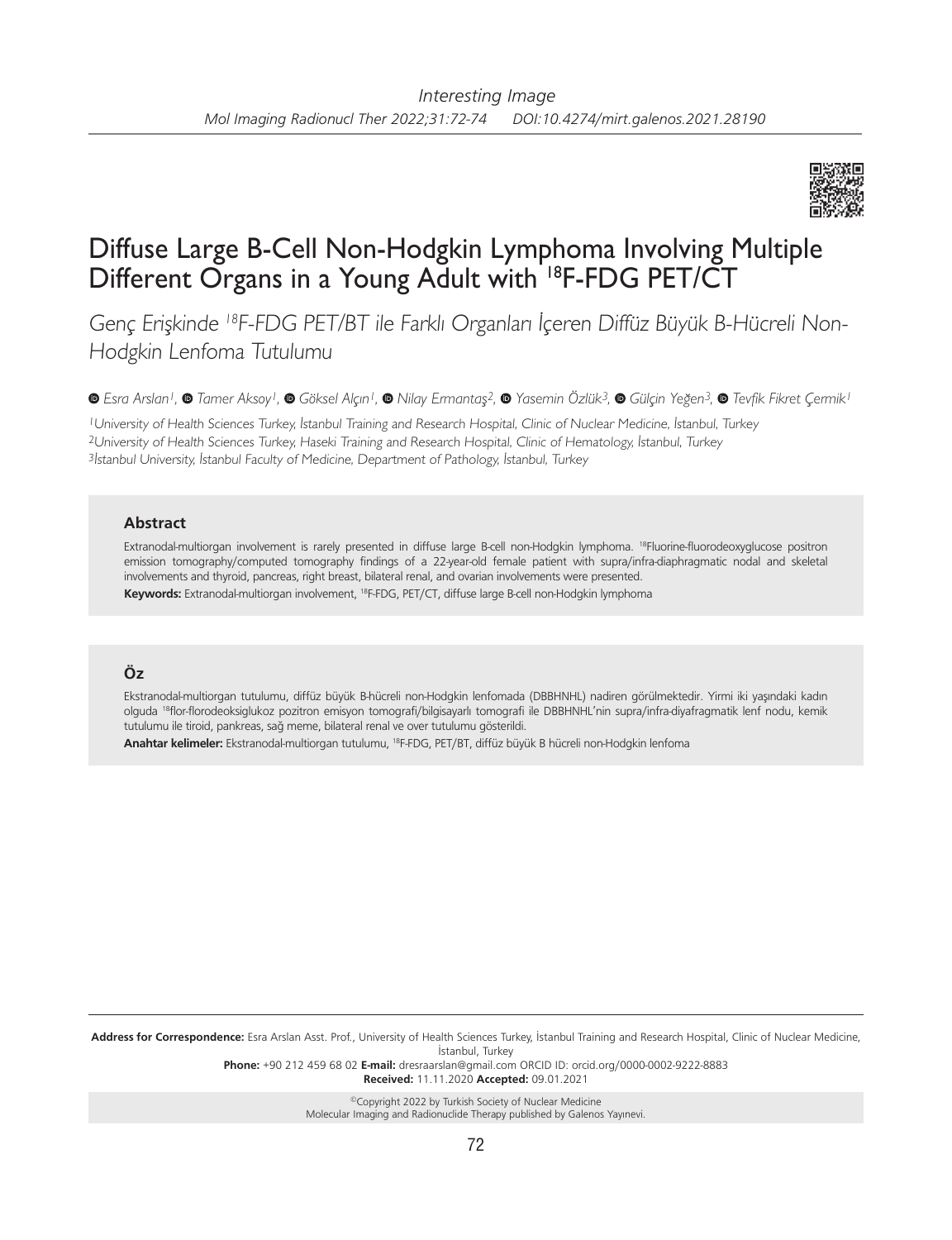Interesting Image

# Diffuse Large B-Cell Non-Hodgkin Lymphoma Involving Multiple Different Organs in a Young Adult with $^{18}$F-FDG PET/CT

*Genç Erişkinde $^{18}$F-FDG PET/BT ile Farklı Organları İçeren Diffüz Büyük B-Hücreli Non-Hodgkin Lenfoma Tutulumu*

*Esra Arslan[1], Tamer Aksoy[1], Göksel Alçın[1], Nilay Ermantaş[2], Yasemin Özlük[3], Gülçin Yeğen[3], Tevfik Fikret Çermik[1]*

[1]*University of Health Sciences Turkey, İstanbul Training and Research Hospital, Clinic of Nuclear Medicine, İstanbul, Turkey*
[2]*University of Health Sciences Turkey, Haseki Training and Research Hospital, Clinic of Hematology, İstanbul, Turkey*
[3]*İstanbul University, İstanbul Faculty of Medicine, Department of Pathology, İstanbul, Turkey*

### Abstract

Extranodal-multiorgan involvement is rarely presented in diffuse large B-cell non-Hodgkin lymphoma. $^{18}$Fluorine-fluorodeoxyglucose positron emission tomography/computed tomography findings of a 22-year-old female patient with supra/infra-diaphragmatic nodal and skeletal involvements and thyroid, pancreas, right breast, bilateral renal, and ovarian involvements were presented.

**Keywords:** Extranodal-multiorgan involvement, $^{18}$F-FDG, PET/CT, diffuse large B-cell non-Hodgkin lymphoma

### Öz

Ekstranodal-multiorgan tutulumu, diffüz büyük B-hücreli non-Hodgkin lenfomada (DBBHNHL) nadiren görülmektedir. Yirmi iki yaşındaki kadın olguda $^{18}$flor-florodeoksiglukoz pozitron emisyon tomografi/bilgisayarlı tomografi ile DBBHNHL'nin supra/infra-diyafragmatik lenf nodu, kemik tutulumu ile tiroid, pankreas, sağ meme, bilateral renal ve over tutulumu gösterildi.

**Anahtar kelimeler:** Ekstranodal-multiorgan tutulumu, $^{18}$F-FDG, PET/BT, diffüz büyük B hücreli non-Hodgkin lenfoma

---

**Address for Correspondence:** Esra Arslan Asst. Prof., University of Health Sciences Turkey, İstanbul Training and Research Hospital, Clinic of Nuclear Medicine, İstanbul, Turkey
**Phone:** +90 212 459 68 02 **E-mail:** dresraarslan@gmail.com ORCID ID: orcid.org/0000-0002-9222-8883
**Received:** 11.11.2020 **Accepted:** 09.01.2021

©Copyright 2022 by Turkish Society of Nuclear Medicine
Molecular Imaging and Radionuclide Therapy published by Galenos Yayınevi.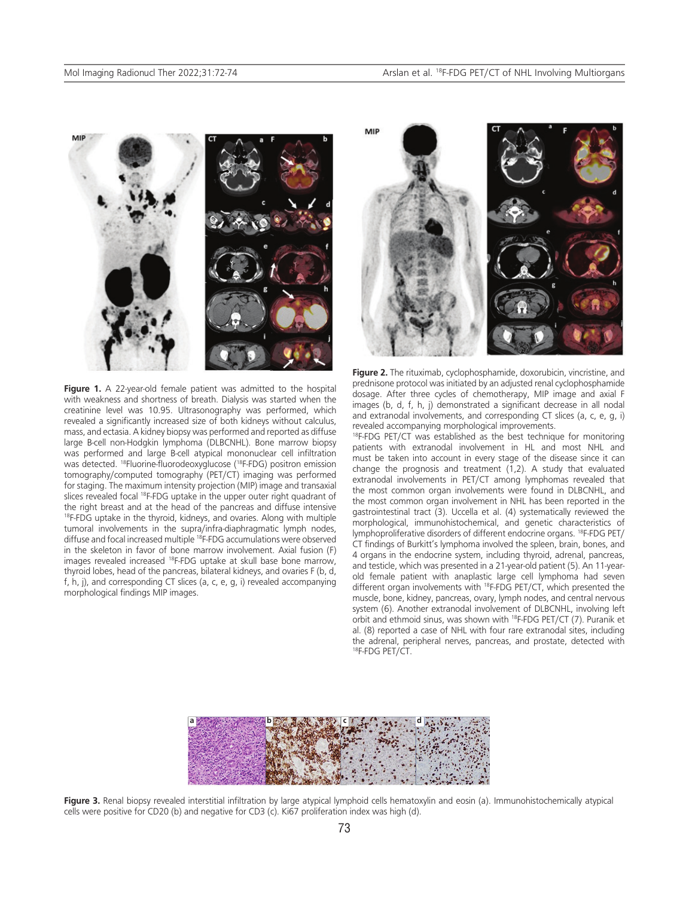**Figure 1.** A 22-year-old female patient was admitted to the hospital with weakness and shortness of breath. Dialysis was started when the creatinine level was 10.95. Ultrasonography was performed, which revealed a significantly increased size of both kidneys without calculus, mass, and ectasia. A kidney biopsy was performed and reported as diffuse large B-cell non-Hodgkin lymphoma (DLBCNHL). Bone marrow biopsy was performed and large B-cell atypical mononuclear cell infiltration was detected. [18]Fluorine-fluorodeoxyglucose ([18]F-FDG) positron emission tomography/computed tomography (PET/CT) imaging was performed for staging. The maximum intensity projection (MIP) image and transaxial slices revealed focal [18]F-FDG uptake in the upper outer right quadrant of the right breast and at the head of the pancreas and diffuse intensive [18]F-FDG uptake in the thyroid, kidneys, and ovaries. Along with multiple tumoral involvements in the supra/infra-diaphragmatic lymph nodes, diffuse and focal increased multiple [18]F-FDG accumulations were observed in the skeleton in favor of bone marrow involvement. Axial fusion (F) images revealed increased [18]F-FDG uptake at skull base bone marrow, thyroid lobes, head of the pancreas, bilateral kidneys, and ovaries F (b, d, f, h, j), and corresponding CT slices (a, c, e, g, i) revealed accompanying morphological findings MIP images.

**Figure 2.** The rituximab, cyclophosphamide, doxorubicin, vincristine, and prednisone protocol was initiated by an adjusted renal cyclophosphamide dosage. After three cycles of chemotherapy, MIP image and axial F images (b, d, f, h, j) demonstrated a significant decrease in all nodal and extranodal involvements, and corresponding CT slices (a, c, e, g, i) revealed accompanying morphological improvements.

[18]F-FDG PET/CT was established as the best technique for monitoring patients with extranodal involvement in HL and most NHL and must be taken into account in every stage of the disease since it can change the prognosis and treatment (1,2). A study that evaluated extranodal involvements in PET/CT among lymphomas revealed that the most common organ involvements were found in DLBCNHL, and the most common organ involvement in NHL has been reported in the gastrointestinal tract (3). Uccella et al. (4) systematically reviewed the morphological, immunohistochemical, and genetic characteristics of lymphoproliferative disorders of different endocrine organs. [18]F-FDG PET/CT findings of Burkitt's lymphoma involved the spleen, brain, bones, and 4 organs in the endocrine system, including thyroid, adrenal, pancreas, and testicle, which was presented in a 21-year-old patient (5). An 11-year-old female patient with anaplastic large cell lymphoma had seven different organ involvements with [18]F-FDG PET/CT, which presented the muscle, bone, kidney, pancreas, ovary, lymph nodes, and central nervous system (6). Another extranodal involvement of DLBCNHL, involving left orbit and ethmoid sinus, was shown with [18]F-FDG PET/CT (7). Puranik et al. (8) reported a case of NHL with four rare extranodal sites, including the adrenal, peripheral nerves, pancreas, and prostate, detected with [18]F-FDG PET/CT.

**Figure 3.** Renal biopsy revealed interstitial infiltration by large atypical lymphoid cells hematoxylin and eosin (a). Immunohistochemically atypical cells were positive for CD20 (b) and negative for CD3 (c). Ki67 proliferation index was high (d).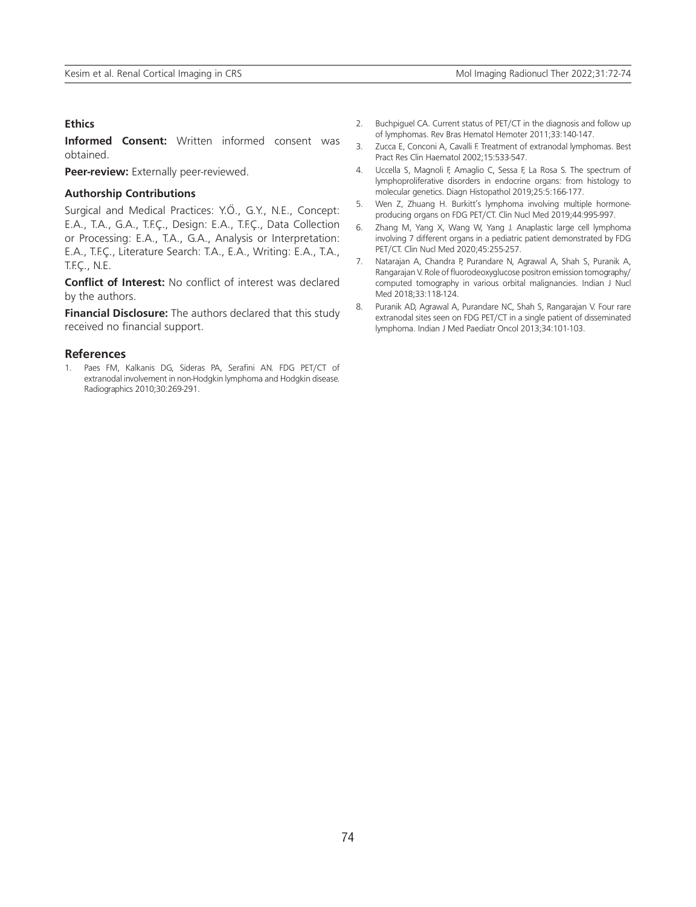### Ethics

**Informed Consent:** Written informed consent was obtained.

**Peer-review:** Externally peer-reviewed.

### Authorship Contributions

Surgical and Medical Practices: Y.Ö., G.Y., N.E., Concept: E.A., T.A., G.A., T.F.Ç., Design: E.A., T.F.Ç., Data Collection or Processing: E.A., T.A., G.A., Analysis or Interpretation: E.A., T.F.Ç., Literature Search: T.A., E.A., Writing: E.A., T.A., T.F.Ç., N.E.

**Conflict of Interest:** No conflict of interest was declared by the authors.

**Financial Disclosure:** The authors declared that this study received no financial support.

## References

1. Paes FM, Kalkanis DG, Sideras PA, Serafini AN. FDG PET/CT of extranodal involvement in non-Hodgkin lymphoma and Hodgkin disease. Radiographics 2010;30:269-291.
2. Buchpiguel CA. Current status of PET/CT in the diagnosis and follow up of lymphomas. Rev Bras Hematol Hemoter 2011;33:140-147.
3. Zucca E, Conconi A, Cavalli F. Treatment of extranodal lymphomas. Best Pract Res Clin Haematol 2002;15:533-547.
4. Uccella S, Magnoli F, Amaglio C, Sessa F, La Rosa S. The spectrum of lymphoproliferative disorders in endocrine organs: from histology to molecular genetics. Diagn Histopathol 2019;25:5:166-177.
5. Wen Z, Zhuang H. Burkitt's lymphoma involving multiple hormone-producing organs on FDG PET/CT. Clin Nucl Med 2019;44:995-997.
6. Zhang M, Yang X, Wang W, Yang J. Anaplastic large cell lymphoma involving 7 different organs in a pediatric patient demonstrated by FDG PET/CT. Clin Nucl Med 2020;45:255-257.
7. Natarajan A, Chandra P, Purandare N, Agrawal A, Shah S, Puranik A, Rangarajan V. Role of fluorodeoxyglucose positron emission tomography/computed tomography in various orbital malignancies. Indian J Nucl Med 2018;33:118-124.
8. Puranik AD, Agrawal A, Purandare NC, Shah S, Rangarajan V. Four rare extranodal sites seen on FDG PET/CT in a single patient of disseminated lymphoma. Indian J Med Paediatr Oncol 2013;34:101-103.